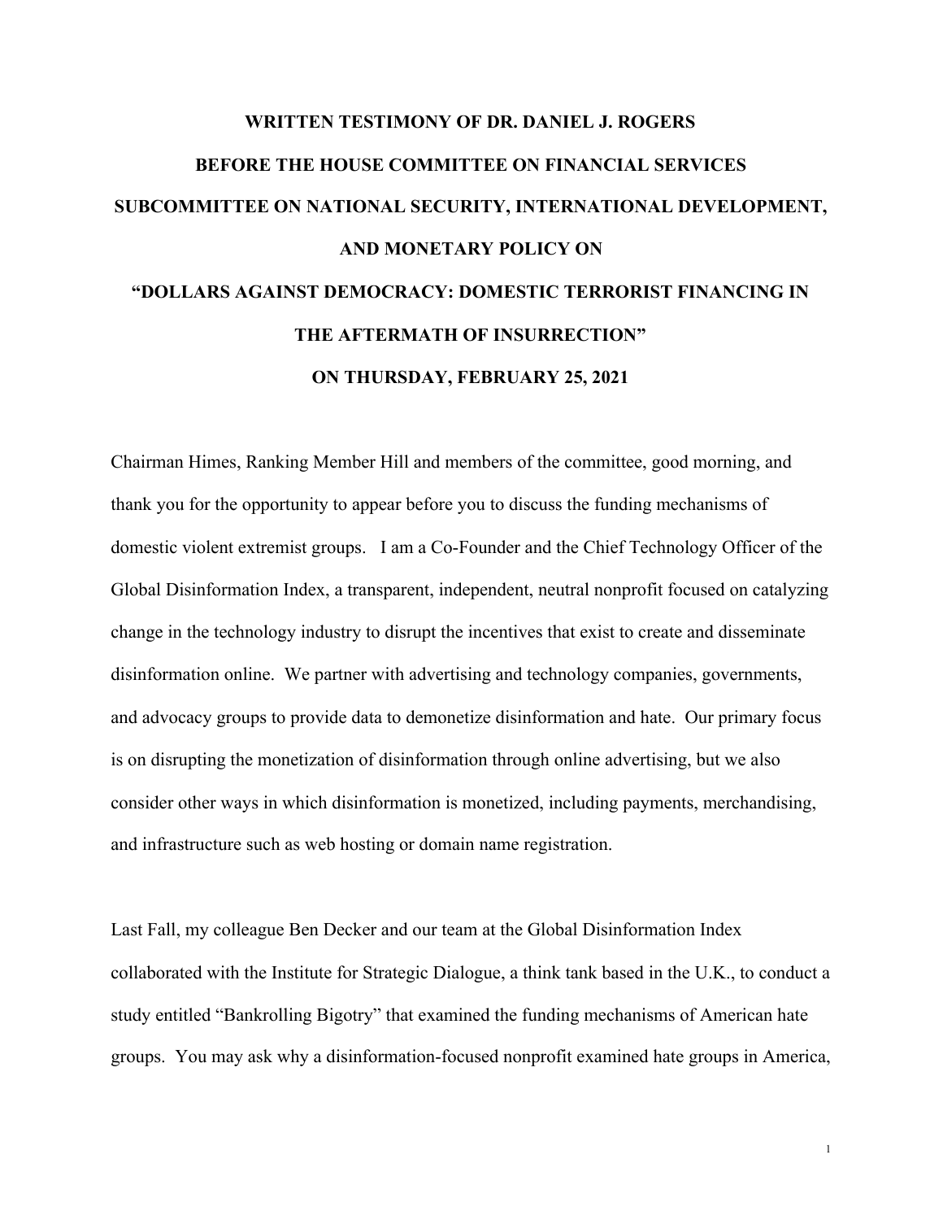# WRITTEN TESTIMONY OF DR. DANIEL J. ROGERS

## BEFORE THE HOUSE COMMITTEE ON FINANCIAL SERVICES

## SUBCOMMITTEE ON NATIONAL SECURITY, INTERNATIONAL DEVELOPMENT, AND MONETARY POLICY ON

## "DOLLARS AGAINST DEMOCRACY: DOMESTIC TERRORIST FINANCING IN THE AFTERMATH OF INSURRECTION"

## ON THURSDAY, FEBRUARY 25, 2021

Chairman Himes, Ranking Member Hill and members of the committee, good morning, and thank you for the opportunity to appear before you to discuss the funding mechanisms of domestic violent extremist groups. I am a Co-Founder and the Chief Technology Officer of the Global Disinformation Index, a transparent, independent, neutral nonprofit focused on catalyzing change in the technology industry to disrupt the incentives that exist to create and disseminate disinformation online. We partner with advertising and technology companies, governments, and advocacy groups to provide data to demonetize disinformation and hate. Our primary focus is on disrupting the monetization of disinformation through online advertising, but we also consider other ways in which disinformation is monetized, including payments, merchandising, and infrastructure such as web hosting or domain name registration.

Last Fall, my colleague Ben Decker and our team at the Global Disinformation Index collaborated with the Institute for Strategic Dialogue, a think tank based in the U.K., to conduct a study entitled "Bankrolling Bigotry" that examined the funding mechanisms of American hate groups. You may ask why a disinformation-focused nonprofit examined hate groups in America,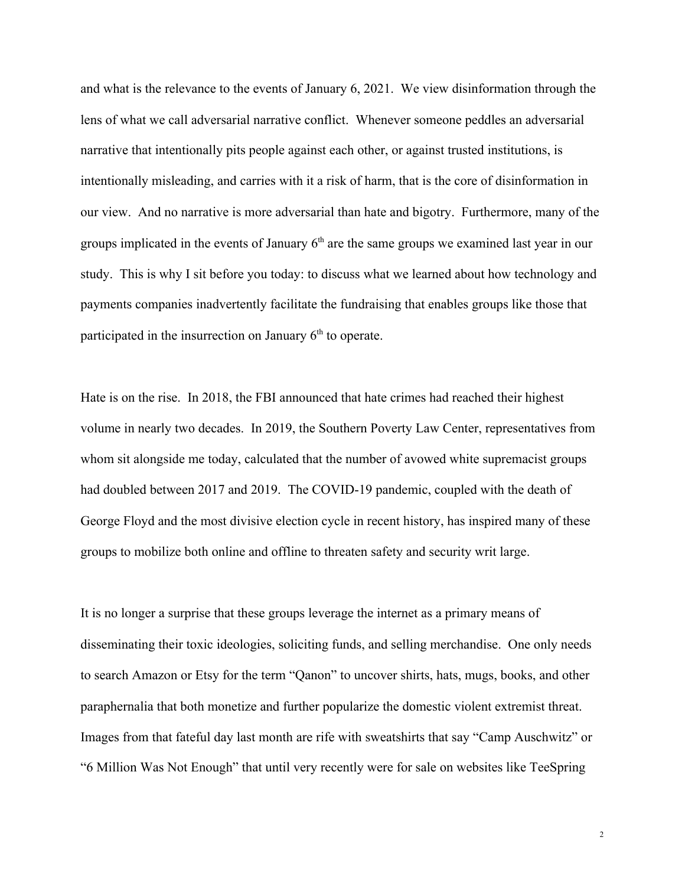and what is the relevance to the events of January 6, 2021. We view disinformation through the lens of what we call adversarial narrative conflict. Whenever someone peddles an adversarial narrative that intentionally pits people against each other, or against trusted institutions, is intentionally misleading, and carries with it a risk of harm, that is the core of disinformation in our view. And no narrative is more adversarial than hate and bigotry. Furthermore, many of the groups implicated in the events of January 6th are the same groups we examined last year in our study. This is why I sit before you today: to discuss what we learned about how technology and payments companies inadvertently facilitate the fundraising that enables groups like those that participated in the insurrection on January 6th to operate.

Hate is on the rise. In 2018, the FBI announced that hate crimes had reached their highest volume in nearly two decades. In 2019, the Southern Poverty Law Center, representatives from whom sit alongside me today, calculated that the number of avowed white supremacist groups had doubled between 2017 and 2019. The COVID-19 pandemic, coupled with the death of George Floyd and the most divisive election cycle in recent history, has inspired many of these groups to mobilize both online and offline to threaten safety and security writ large.

It is no longer a surprise that these groups leverage the internet as a primary means of disseminating their toxic ideologies, soliciting funds, and selling merchandise. One only needs to search Amazon or Etsy for the term "Qanon" to uncover shirts, hats, mugs, books, and other paraphernalia that both monetize and further popularize the domestic violent extremist threat. Images from that fateful day last month are rife with sweatshirts that say "Camp Auschwitz" or "6 Million Was Not Enough" that until very recently were for sale on websites like TeeSpring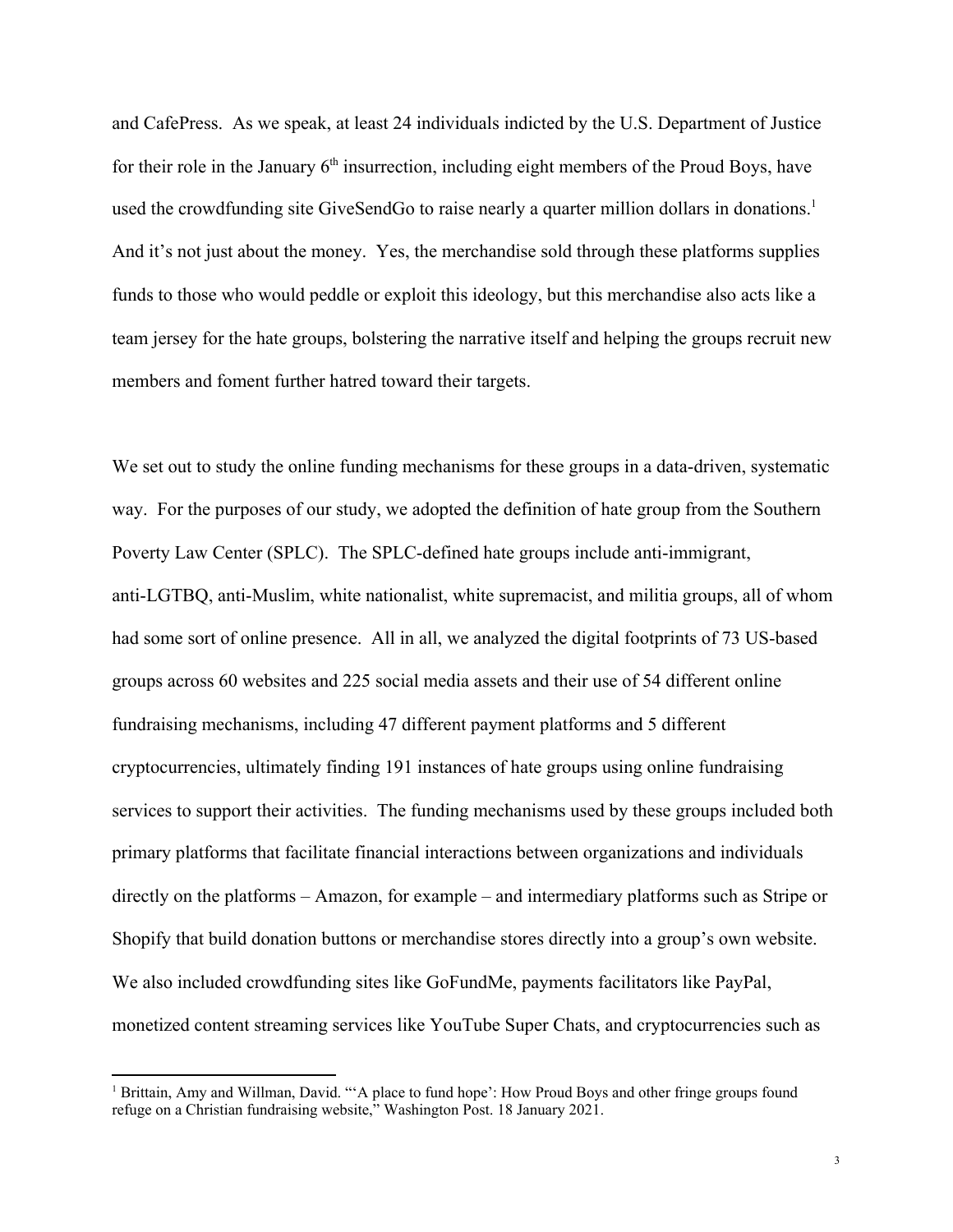and CafePress. As we speak, at least 24 individuals indicted by the U.S. Department of Justice for their role in the January 6th insurrection, including eight members of the Proud Boys, have used the crowdfunding site GiveSendGo to raise nearly a quarter million dollars in donations.[1] And it's not just about the money. Yes, the merchandise sold through these platforms supplies funds to those who would peddle or exploit this ideology, but this merchandise also acts like a team jersey for the hate groups, bolstering the narrative itself and helping the groups recruit new members and foment further hatred toward their targets.

We set out to study the online funding mechanisms for these groups in a data-driven, systematic way. For the purposes of our study, we adopted the definition of hate group from the Southern Poverty Law Center (SPLC). The SPLC-defined hate groups include anti-immigrant, anti-LGTBQ, anti-Muslim, white nationalist, white supremacist, and militia groups, all of whom had some sort of online presence. All in all, we analyzed the digital footprints of 73 US-based groups across 60 websites and 225 social media assets and their use of 54 different online fundraising mechanisms, including 47 different payment platforms and 5 different cryptocurrencies, ultimately finding 191 instances of hate groups using online fundraising services to support their activities. The funding mechanisms used by these groups included both primary platforms that facilitate financial interactions between organizations and individuals directly on the platforms – Amazon, for example – and intermediary platforms such as Stripe or Shopify that build donation buttons or merchandise stores directly into a group's own website. We also included crowdfunding sites like GoFundMe, payments facilitators like PayPal, monetized content streaming services like YouTube Super Chats, and cryptocurrencies such as

[1] Brittain, Amy and Willman, David. "'A place to fund hope': How Proud Boys and other fringe groups found refuge on a Christian fundraising website," Washington Post. 18 January 2021.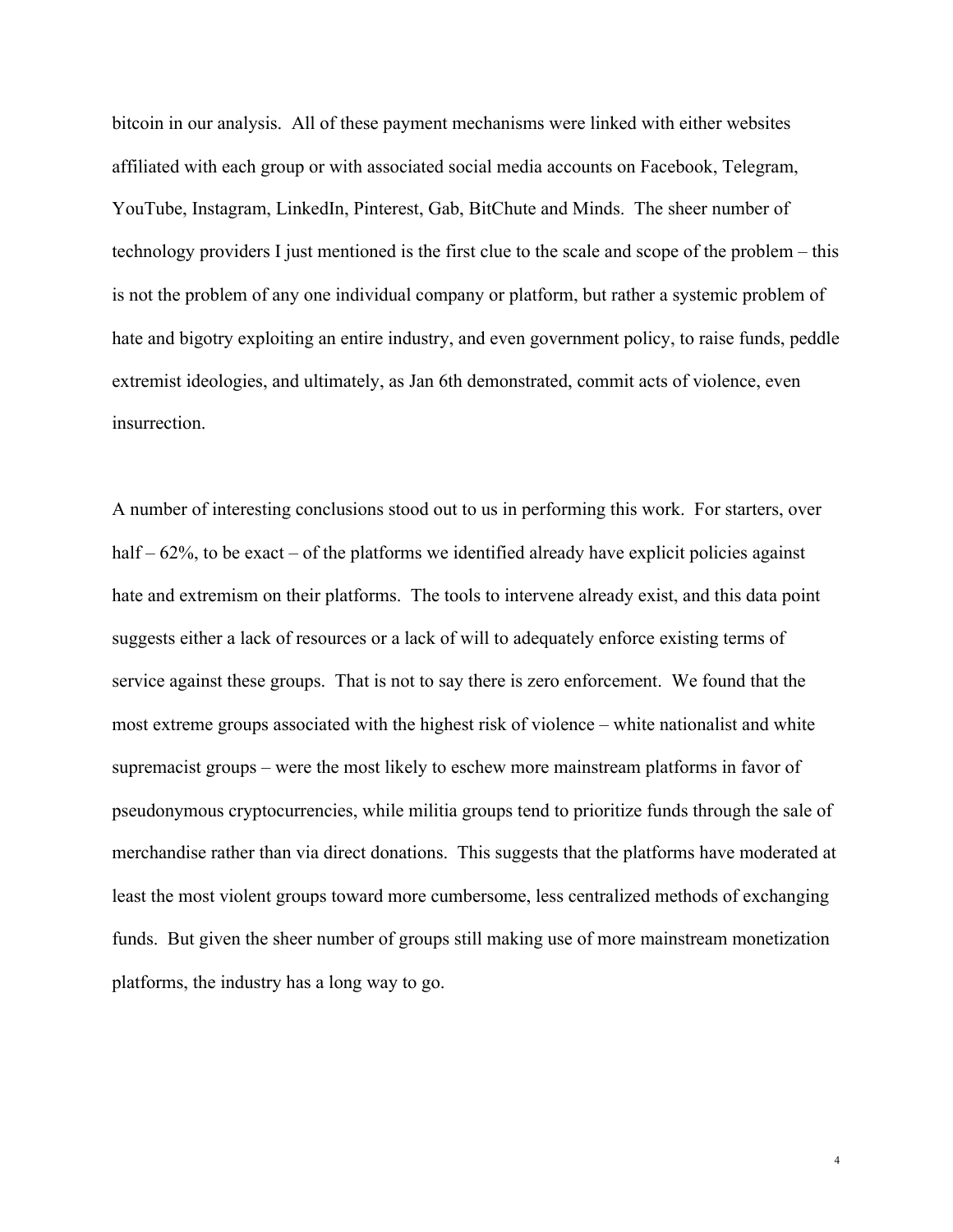bitcoin in our analysis. All of these payment mechanisms were linked with either websites affiliated with each group or with associated social media accounts on Facebook, Telegram, YouTube, Instagram, LinkedIn, Pinterest, Gab, BitChute and Minds. The sheer number of technology providers I just mentioned is the first clue to the scale and scope of the problem – this is not the problem of any one individual company or platform, but rather a systemic problem of hate and bigotry exploiting an entire industry, and even government policy, to raise funds, peddle extremist ideologies, and ultimately, as Jan 6th demonstrated, commit acts of violence, even insurrection.

A number of interesting conclusions stood out to us in performing this work. For starters, over half – 62%, to be exact – of the platforms we identified already have explicit policies against hate and extremism on their platforms. The tools to intervene already exist, and this data point suggests either a lack of resources or a lack of will to adequately enforce existing terms of service against these groups. That is not to say there is zero enforcement. We found that the most extreme groups associated with the highest risk of violence – white nationalist and white supremacist groups – were the most likely to eschew more mainstream platforms in favor of pseudonymous cryptocurrencies, while militia groups tend to prioritize funds through the sale of merchandise rather than via direct donations. This suggests that the platforms have moderated at least the most violent groups toward more cumbersome, less centralized methods of exchanging funds. But given the sheer number of groups still making use of more mainstream monetization platforms, the industry has a long way to go.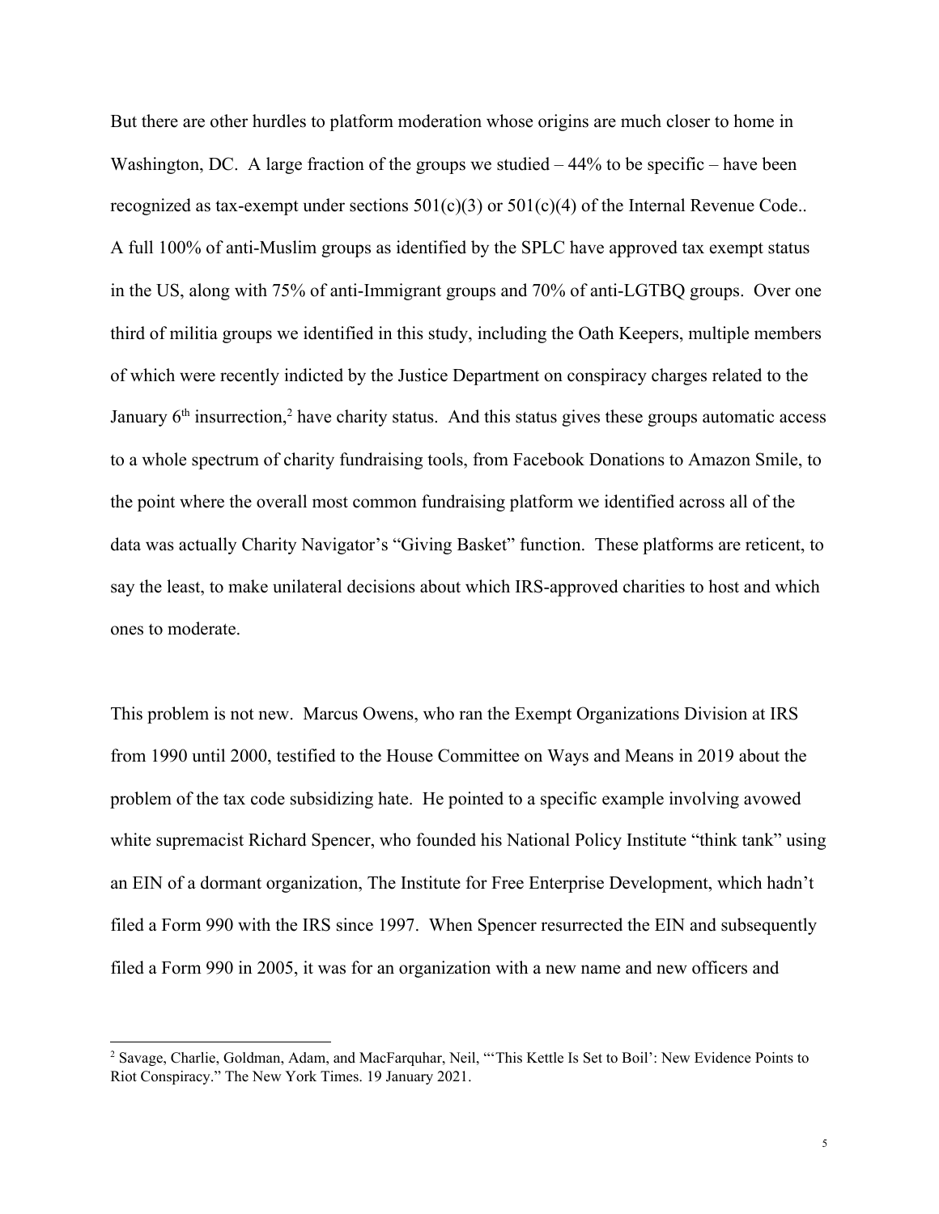But there are other hurdles to platform moderation whose origins are much closer to home in Washington, DC. A large fraction of the groups we studied – 44% to be specific – have been recognized as tax-exempt under sections 501(c)(3) or 501(c)(4) of the Internal Revenue Code.. A full 100% of anti-Muslim groups as identified by the SPLC have approved tax exempt status in the US, along with 75% of anti-Immigrant groups and 70% of anti-LGTBQ groups. Over one third of militia groups we identified in this study, including the Oath Keepers, multiple members of which were recently indicted by the Justice Department on conspiracy charges related to the January 6th insurrection,[2] have charity status. And this status gives these groups automatic access to a whole spectrum of charity fundraising tools, from Facebook Donations to Amazon Smile, to the point where the overall most common fundraising platform we identified across all of the data was actually Charity Navigator's "Giving Basket" function. These platforms are reticent, to say the least, to make unilateral decisions about which IRS-approved charities to host and which ones to moderate.

This problem is not new. Marcus Owens, who ran the Exempt Organizations Division at IRS from 1990 until 2000, testified to the House Committee on Ways and Means in 2019 about the problem of the tax code subsidizing hate. He pointed to a specific example involving avowed white supremacist Richard Spencer, who founded his National Policy Institute "think tank" using an EIN of a dormant organization, The Institute for Free Enterprise Development, which hadn't filed a Form 990 with the IRS since 1997. When Spencer resurrected the EIN and subsequently filed a Form 990 in 2005, it was for an organization with a new name and new officers and

---

[2] Savage, Charlie, Goldman, Adam, and MacFarquhar, Neil, "'This Kettle Is Set to Boil': New Evidence Points to Riot Conspiracy." The New York Times. 19 January 2021.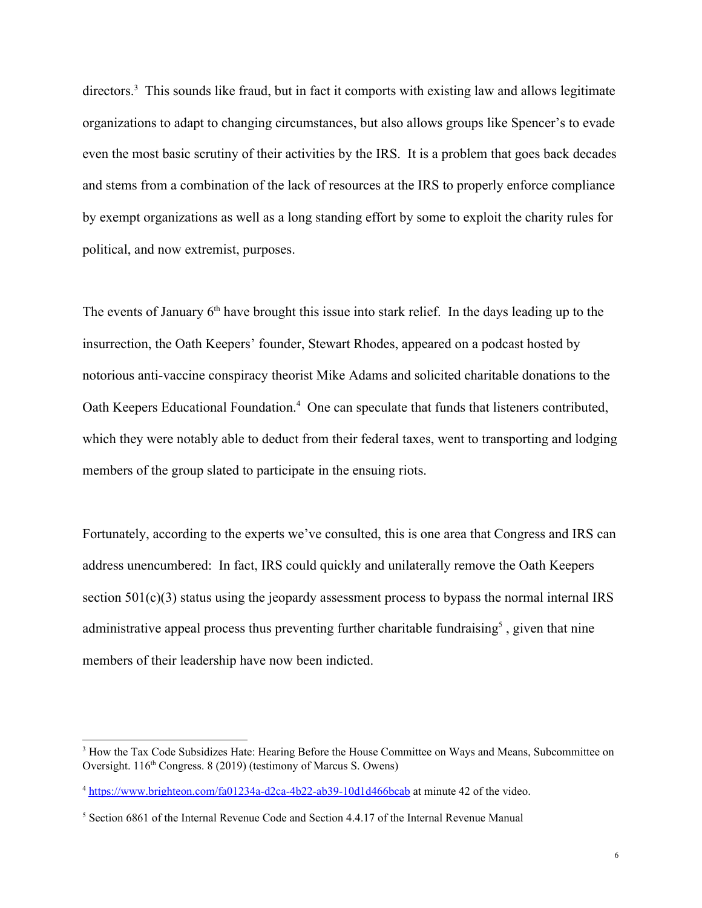directors.[3] This sounds like fraud, but in fact it comports with existing law and allows legitimate organizations to adapt to changing circumstances, but also allows groups like Spencer's to evade even the most basic scrutiny of their activities by the IRS. It is a problem that goes back decades and stems from a combination of the lack of resources at the IRS to properly enforce compliance by exempt organizations as well as a long standing effort by some to exploit the charity rules for political, and now extremist, purposes.

The events of January 6th have brought this issue into stark relief. In the days leading up to the insurrection, the Oath Keepers' founder, Stewart Rhodes, appeared on a podcast hosted by notorious anti-vaccine conspiracy theorist Mike Adams and solicited charitable donations to the Oath Keepers Educational Foundation.[4] One can speculate that funds that listeners contributed, which they were notably able to deduct from their federal taxes, went to transporting and lodging members of the group slated to participate in the ensuing riots.

Fortunately, according to the experts we've consulted, this is one area that Congress and IRS can address unencumbered: In fact, IRS could quickly and unilaterally remove the Oath Keepers section 501(c)(3) status using the jeopardy assessment process to bypass the normal internal IRS administrative appeal process thus preventing further charitable fundraising[5] , given that nine members of their leadership have now been indicted.

---

[3] How the Tax Code Subsidizes Hate: Hearing Before the House Committee on Ways and Means, Subcommittee on Oversight. 116th Congress. 8 (2019) (testimony of Marcus S. Owens)

[4] https://www.brighteon.com/fa01234a-d2ca-4b22-ab39-10d1d466bcab at minute 42 of the video.

[5] Section 6861 of the Internal Revenue Code and Section 4.4.17 of the Internal Revenue Manual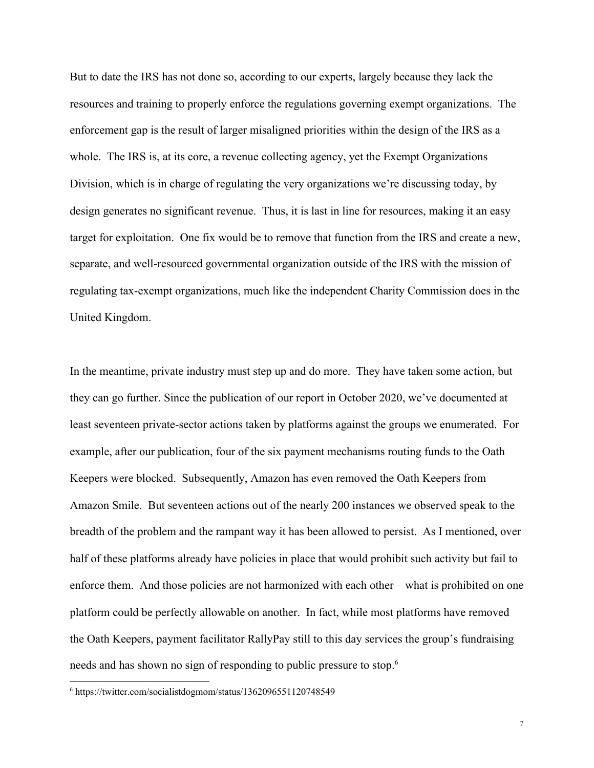But to date the IRS has not done so, according to our experts, largely because they lack the resources and training to properly enforce the regulations governing exempt organizations. The enforcement gap is the result of larger misaligned priorities within the design of the IRS as a whole. The IRS is, at its core, a revenue collecting agency, yet the Exempt Organizations Division, which is in charge of regulating the very organizations we're discussing today, by design generates no significant revenue. Thus, it is last in line for resources, making it an easy target for exploitation. One fix would be to remove that function from the IRS and create a new, separate, and well-resourced governmental organization outside of the IRS with the mission of regulating tax-exempt organizations, much like the independent Charity Commission does in the United Kingdom.

In the meantime, private industry must step up and do more. They have taken some action, but they can go further. Since the publication of our report in October 2020, we've documented at least seventeen private-sector actions taken by platforms against the groups we enumerated. For example, after our publication, four of the six payment mechanisms routing funds to the Oath Keepers were blocked. Subsequently, Amazon has even removed the Oath Keepers from Amazon Smile. But seventeen actions out of the nearly 200 instances we observed speak to the breadth of the problem and the rampant way it has been allowed to persist. As I mentioned, over half of these platforms already have policies in place that would prohibit such activity but fail to enforce them. And those policies are not harmonized with each other – what is prohibited on one platform could be perfectly allowable on another. In fact, while most platforms have removed the Oath Keepers, payment facilitator RallyPay still to this day services the group's fundraising needs and has shown no sign of responding to public pressure to stop.[6]

---

[6] https://twitter.com/socialistdogmom/status/1362096551120748549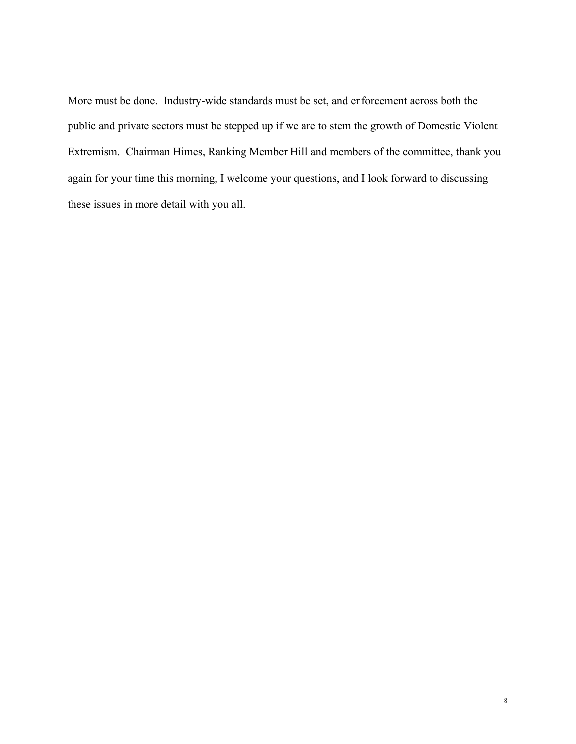More must be done. Industry-wide standards must be set, and enforcement across both the public and private sectors must be stepped up if we are to stem the growth of Domestic Violent Extremism. Chairman Himes, Ranking Member Hill and members of the committee, thank you again for your time this morning, I welcome your questions, and I look forward to discussing these issues in more detail with you all.